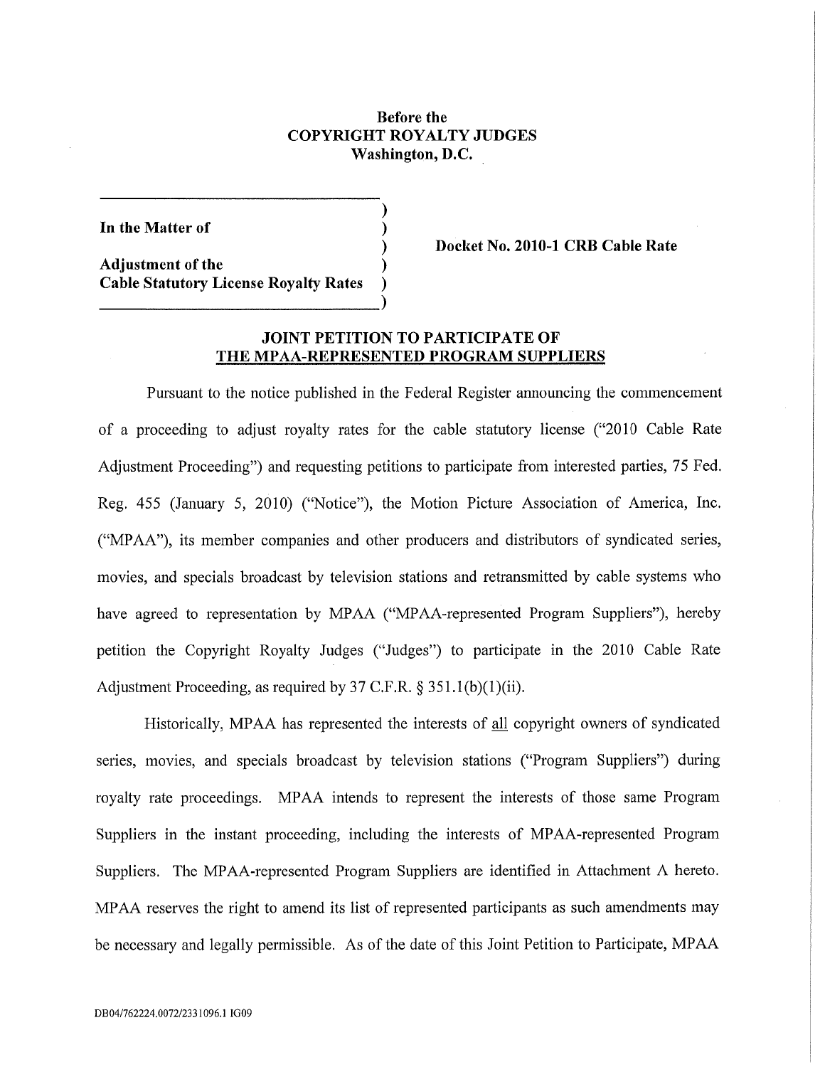**Before the**
**COPYRIGHT ROYALTY JUDGES**
**Washington, D.C.**

| | |
|---|---|
| **In the Matter of** <br><br> **Adjustment of the** <br> **Cable Statutory License Royalty Rates** | **Docket No. 2010-1 CRB Cable Rate** |

## JOINT PETITION TO PARTICIPATE OF THE MPAA-REPRESENTED PROGRAM SUPPLIERS

Pursuant to the notice published in the Federal Register announcing the commencement of a proceeding to adjust royalty rates for the cable statutory license ("2010 Cable Rate Adjustment Proceeding") and requesting petitions to participate from interested parties, 75 Fed. Reg. 455 (January 5, 2010) ("Notice"), the Motion Picture Association of America, Inc. ("MPAA"), its member companies and other producers and distributors of syndicated series, movies, and specials broadcast by television stations and retransmitted by cable systems who have agreed to representation by MPAA ("MPAA-represented Program Suppliers"), hereby petition the Copyright Royalty Judges ("Judges") to participate in the 2010 Cable Rate Adjustment Proceeding, as required by 37 C.F.R. § 351.1(b)(1)(ii).

Historically, MPAA has represented the interests of all copyright owners of syndicated series, movies, and specials broadcast by television stations ("Program Suppliers") during royalty rate proceedings. MPAA intends to represent the interests of those same Program Suppliers in the instant proceeding, including the interests of MPAA-represented Program Suppliers. The MPAA-represented Program Suppliers are identified in Attachment A hereto. MPAA reserves the right to amend its list of represented participants as such amendments may be necessary and legally permissible. As of the date of this Joint Petition to Participate, MPAA

DB04/762224.0072/2331096.1 IG09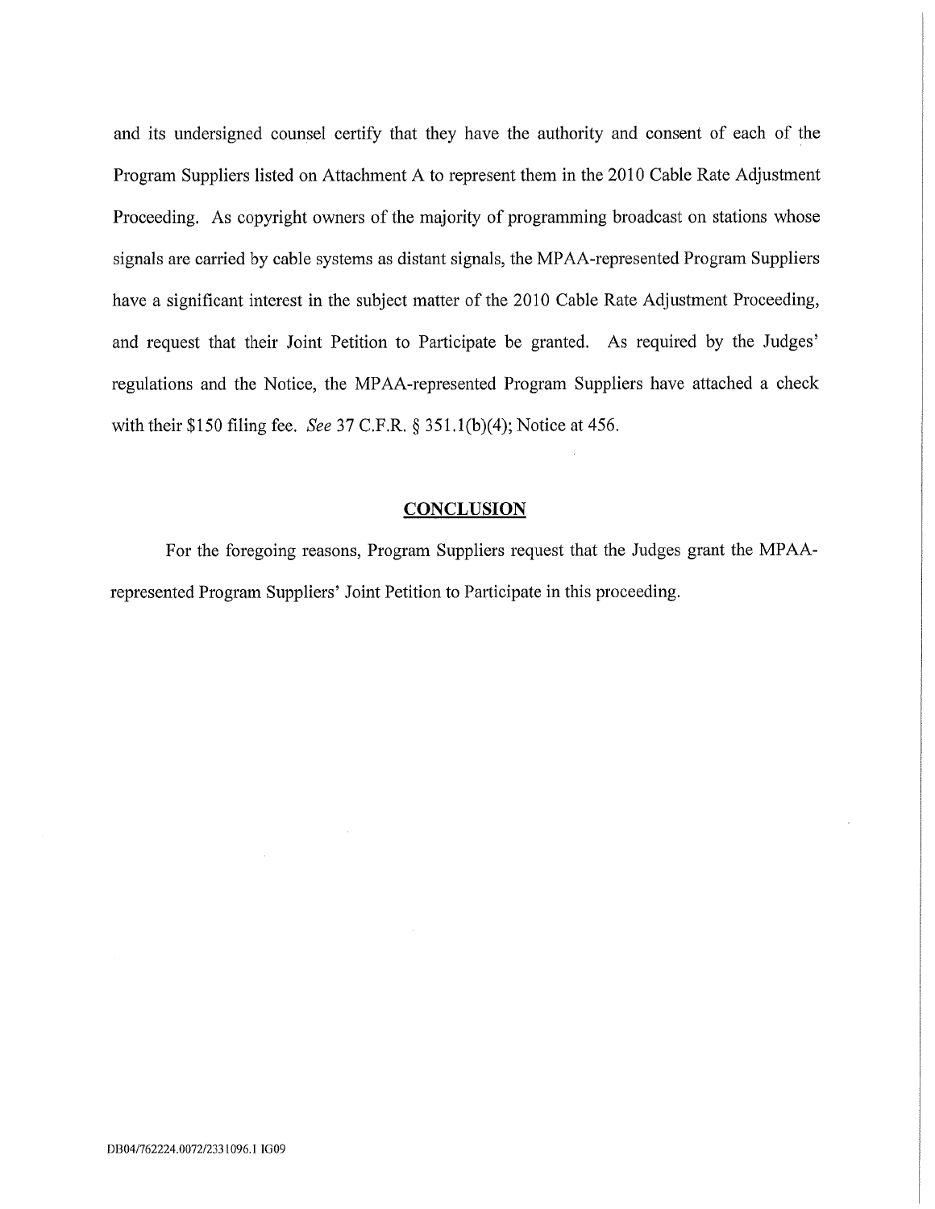and its undersigned counsel certify that they have the authority and consent of each of the Program Suppliers listed on Attachment A to represent them in the 2010 Cable Rate Adjustment Proceeding. As copyright owners of the majority of programming broadcast on stations whose signals are carried by cable systems as distant signals, the MPAA-represented Program Suppliers have a significant interest in the subject matter of the 2010 Cable Rate Adjustment Proceeding, and request that their Joint Petition to Participate be granted. As required by the Judges' regulations and the Notice, the MPAA-represented Program Suppliers have attached a check with their $150 filing fee. *See* 37 C.F.R. § 351.1(b)(4); Notice at 456.

## CONCLUSION

For the foregoing reasons, Program Suppliers request that the Judges grant the MPAA-represented Program Suppliers' Joint Petition to Participate in this proceeding.

DB04/762224.0072/2331096.1 IG09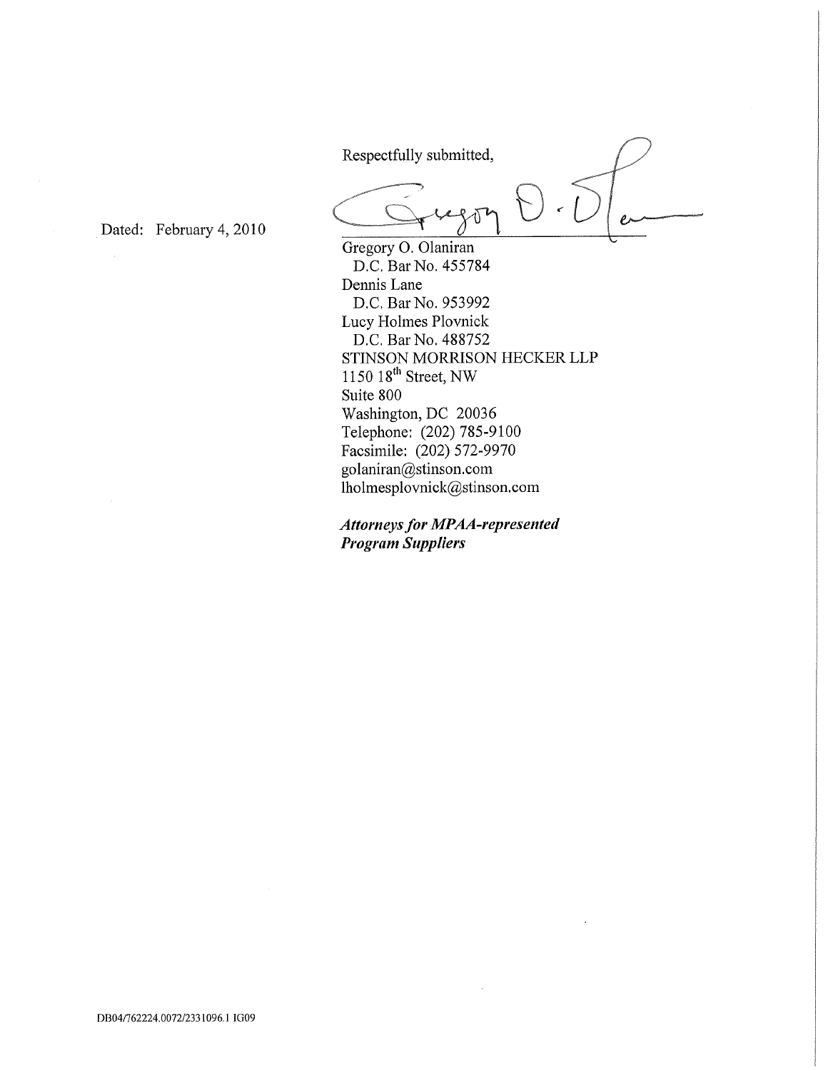Respectfully submitted,

Dated: February 4, 2010

Gregory O. Olaniran
D.C. Bar No. 455784
Dennis Lane
D.C. Bar No. 953992
Lucy Holmes Plovnick
D.C. Bar No. 488752
STINSON MORRISON HECKER LLP
1150 18th Street, NW
Suite 800
Washington, DC 20036
Telephone: (202) 785-9100
Facsimile: (202) 572-9970
golaniran@stinson.com
lholmesplovnick@stinson.com

***Attorneys for MPAA-represented Program Suppliers***

DB04/762224.0072/2331096.1 IG09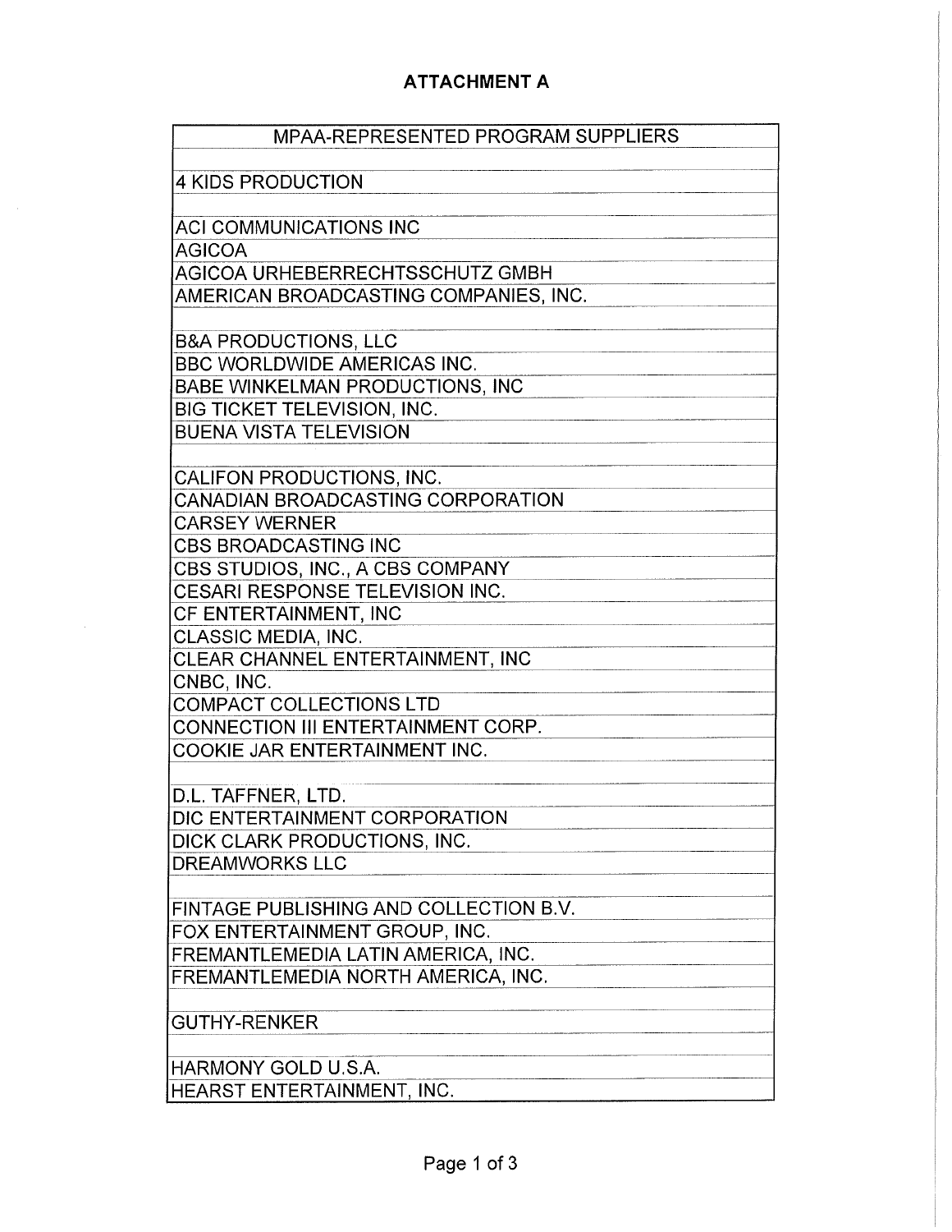## ATTACHMENT A

| MPAA-REPRESENTED PROGRAM SUPPLIERS |
|---|
| |
| 4 KIDS PRODUCTION |
| |
| ACI COMMUNICATIONS INC |
| AGICOA |
| AGICOA URHEBERRECHTSSCHUTZ GMBH |
| AMERICAN BROADCASTING COMPANIES, INC. |
| |
| B&A PRODUCTIONS, LLC |
| BBC WORLDWIDE AMERICAS INC. |
| BABE WINKELMAN PRODUCTIONS, INC |
| BIG TICKET TELEVISION, INC. |
| BUENA VISTA TELEVISION |
| |
| CALIFON PRODUCTIONS, INC. |
| CANADIAN BROADCASTING CORPORATION |
| CARSEY WERNER |
| CBS BROADCASTING INC |
| CBS STUDIOS, INC., A CBS COMPANY |
| CESARI RESPONSE TELEVISION INC. |
| CF ENTERTAINMENT, INC |
| CLASSIC MEDIA, INC. |
| CLEAR CHANNEL ENTERTAINMENT, INC |
| CNBC, INC. |
| COMPACT COLLECTIONS LTD |
| CONNECTION III ENTERTAINMENT CORP. |
| COOKIE JAR ENTERTAINMENT INC. |
| |
| D.L. TAFFNER, LTD. |
| DIC ENTERTAINMENT CORPORATION |
| DICK CLARK PRODUCTIONS, INC. |
| DREAMWORKS LLC |
| |
| FINTAGE PUBLISHING AND COLLECTION B.V. |
| FOX ENTERTAINMENT GROUP, INC. |
| FREMANTLEMEDIA LATIN AMERICA, INC. |
| FREMANTLEMEDIA NORTH AMERICA, INC. |
| |
| GUTHY-RENKER |
| |
| HARMONY GOLD U.S.A. |
| HEARST ENTERTAINMENT, INC. |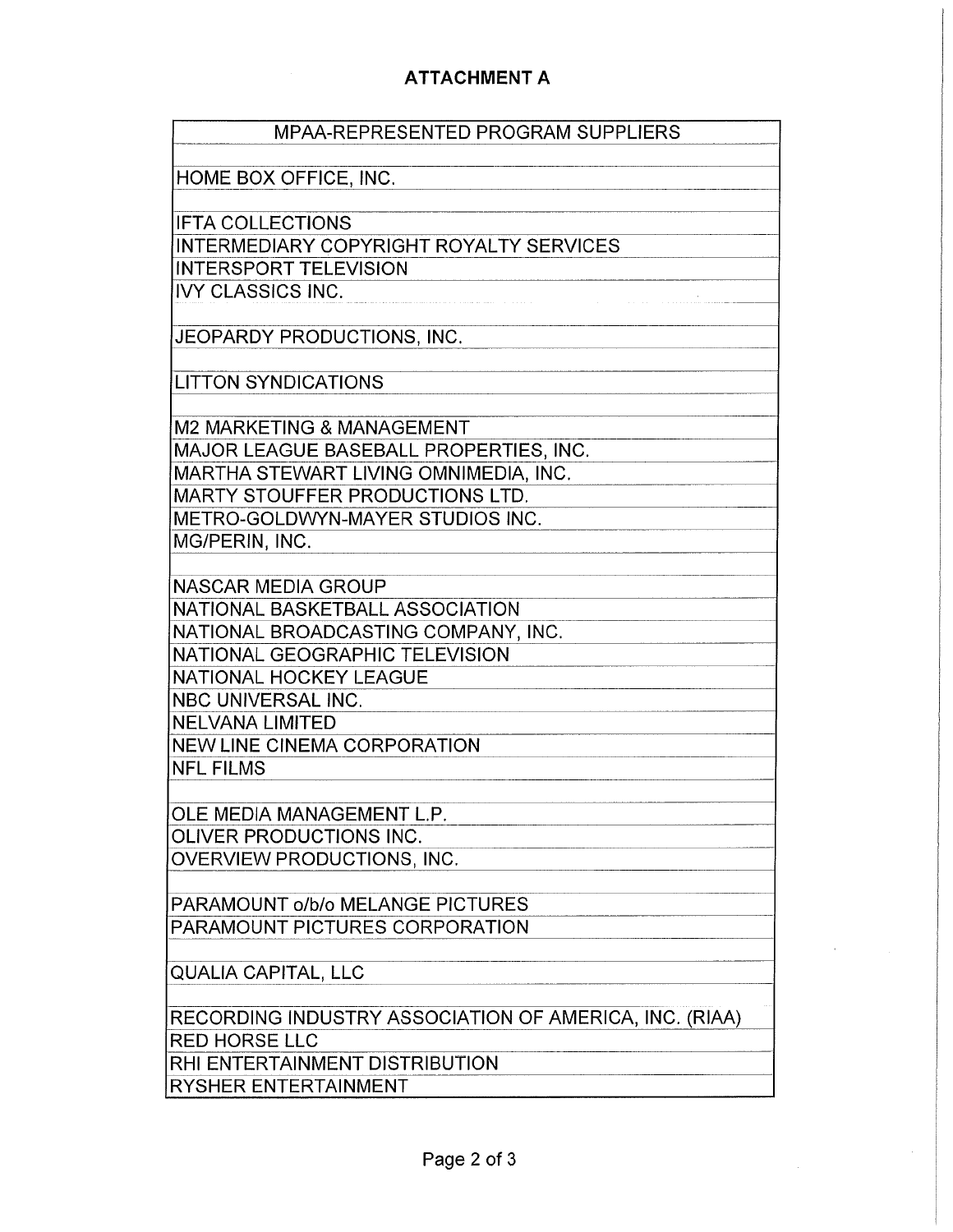## ATTACHMENT A

| MPAA-REPRESENTED PROGRAM SUPPLIERS |
|---|
| |
| HOME BOX OFFICE, INC. |
| |
| IFTA COLLECTIONS |
| INTERMEDIARY COPYRIGHT ROYALTY SERVICES |
| INTERSPORT TELEVISION |
| IVY CLASSICS INC. |
| |
| JEOPARDY PRODUCTIONS, INC. |
| |
| LITTON SYNDICATIONS |
| |
| M2 MARKETING & MANAGEMENT |
| MAJOR LEAGUE BASEBALL PROPERTIES, INC. |
| MARTHA STEWART LIVING OMNIMEDIA, INC. |
| MARTY STOUFFER PRODUCTIONS LTD. |
| METRO-GOLDWYN-MAYER STUDIOS INC. |
| MG/PERIN, INC. |
| |
| NASCAR MEDIA GROUP |
| NATIONAL BASKETBALL ASSOCIATION |
| NATIONAL BROADCASTING COMPANY, INC. |
| NATIONAL GEOGRAPHIC TELEVISION |
| NATIONAL HOCKEY LEAGUE |
| NBC UNIVERSAL INC. |
| NELVANA LIMITED |
| NEW LINE CINEMA CORPORATION |
| NFL FILMS |
| |
| OLE MEDIA MANAGEMENT L.P. |
| OLIVER PRODUCTIONS INC. |
| OVERVIEW PRODUCTIONS, INC. |
| |
| PARAMOUNT o/b/o MELANGE PICTURES |
| PARAMOUNT PICTURES CORPORATION |
| |
| QUALIA CAPITAL, LLC |
| |
| RECORDING INDUSTRY ASSOCIATION OF AMERICA, INC. (RIAA) |
| RED HORSE LLC |
| RHI ENTERTAINMENT DISTRIBUTION |
| RYSHER ENTERTAINMENT |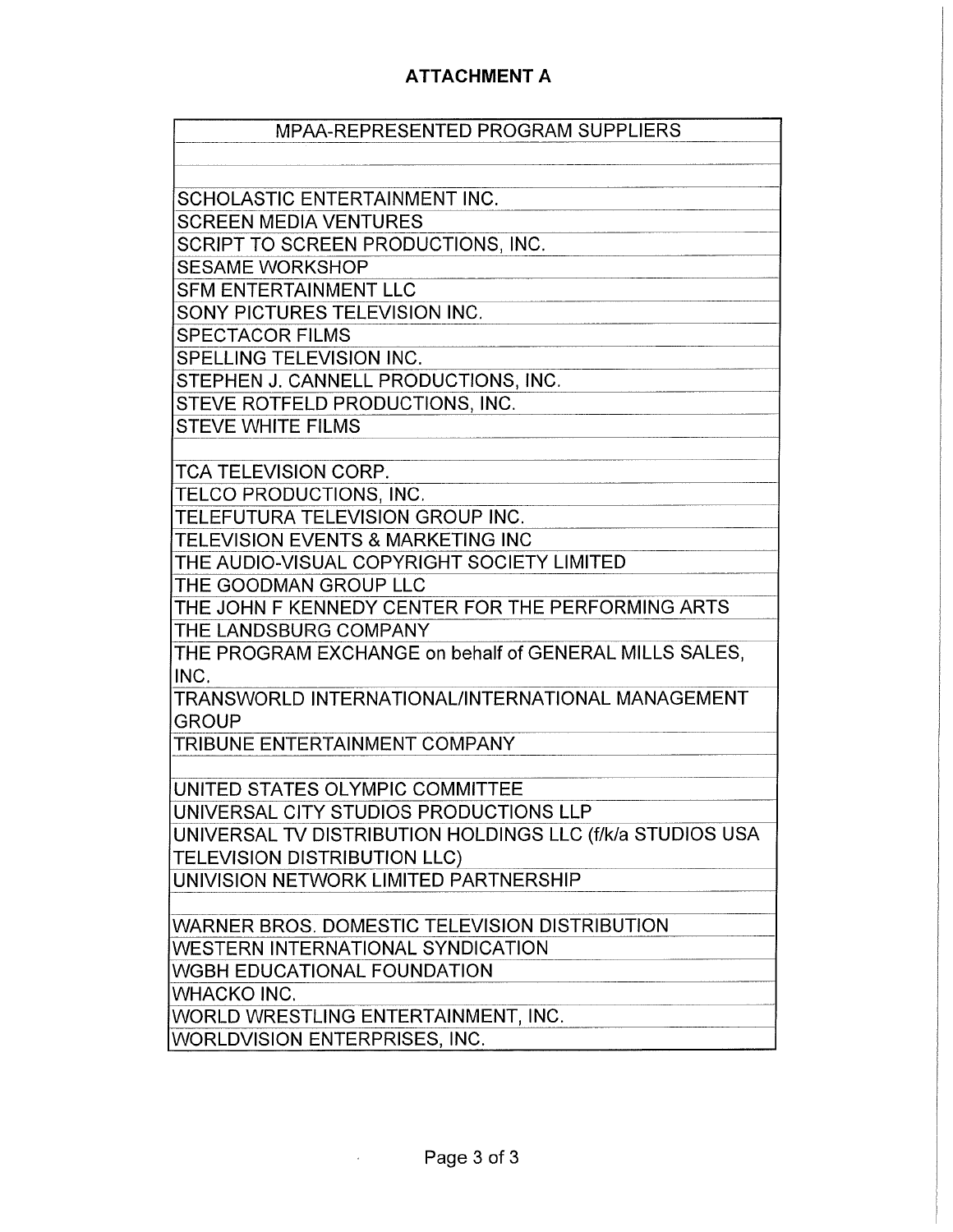## ATTACHMENT A

| MPAA-REPRESENTED PROGRAM SUPPLIERS |
|---|
| |
| |
| SCHOLASTIC ENTERTAINMENT INC. |
| SCREEN MEDIA VENTURES |
| SCRIPT TO SCREEN PRODUCTIONS, INC. |
| SESAME WORKSHOP |
| SFM ENTERTAINMENT LLC |
| SONY PICTURES TELEVISION INC. |
| SPECTACOR FILMS |
| SPELLING TELEVISION INC. |
| STEPHEN J. CANNELL PRODUCTIONS, INC. |
| STEVE ROTFELD PRODUCTIONS, INC. |
| STEVE WHITE FILMS |
| |
| TCA TELEVISION CORP. |
| TELCO PRODUCTIONS, INC. |
| TELEFUTURA TELEVISION GROUP INC. |
| TELEVISION EVENTS & MARKETING INC |
| THE AUDIO-VISUAL COPYRIGHT SOCIETY LIMITED |
| THE GOODMAN GROUP LLC |
| THE JOHN F KENNEDY CENTER FOR THE PERFORMING ARTS |
| THE LANDSBURG COMPANY |
| THE PROGRAM EXCHANGE on behalf of GENERAL MILLS SALES, INC. |
| TRANSWORLD INTERNATIONAL/INTERNATIONAL MANAGEMENT GROUP |
| TRIBUNE ENTERTAINMENT COMPANY |
| |
| UNITED STATES OLYMPIC COMMITTEE |
| UNIVERSAL CITY STUDIOS PRODUCTIONS LLP |
| UNIVERSAL TV DISTRIBUTION HOLDINGS LLC (f/k/a STUDIOS USA TELEVISION DISTRIBUTION LLC) |
| UNIVISION NETWORK LIMITED PARTNERSHIP |
| |
| WARNER BROS. DOMESTIC TELEVISION DISTRIBUTION |
| WESTERN INTERNATIONAL SYNDICATION |
| WGBH EDUCATIONAL FOUNDATION |
| WHACKO INC. |
| WORLD WRESTLING ENTERTAINMENT, INC. |
| WORLDVISION ENTERPRISES, INC. |